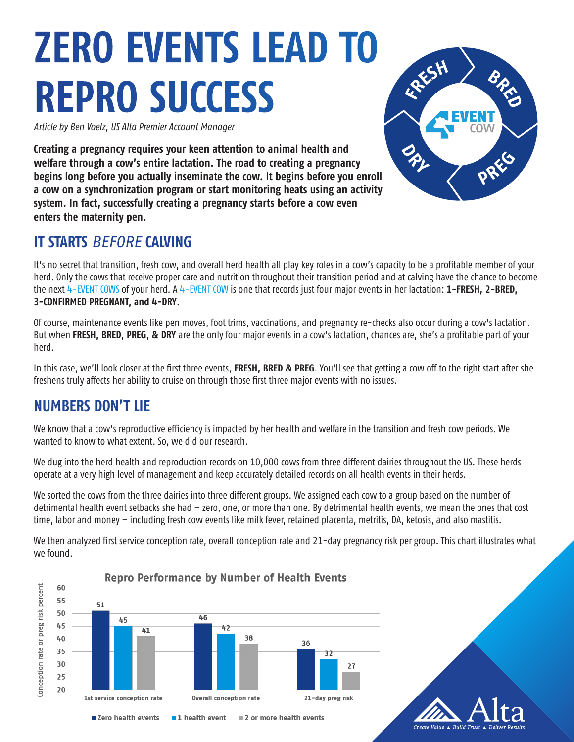# ZERO EVENTS LEAD TO REPRO SUCCESS

*Article by Ben Voelz, US Alta Premier Account Manager*

**Creating a pregnancy requires your keen attention to animal health and welfare through a cow's entire lactation. The road to creating a pregnancy begins long before you actually inseminate the cow. It begins before you enroll a cow on a synchronization program or start monitoring heats using an activity system. In fact, successfully creating a pregnancy starts before a cow even enters the maternity pen.**

FRESH · BRED · PREG · DRY — 4-EVENT COW

## IT STARTS *BEFORE* CALVING

It's no secret that transition, fresh cow, and overall herd health all play key roles in a cow's capacity to be a profitable member of your herd. Only the cows that receive proper care and nutrition throughout their transition period and at calving have the chance to become the next 4-EVENT COWS of your herd. A 4-EVENT COW is one that records just four major events in her lactation: **1-FRESH, 2-BRED, 3-CONFIRMED PREGNANT, and 4-DRY**.

Of course, maintenance events like pen moves, foot trims, vaccinations, and pregnancy re-checks also occur during a cow's lactation. But when **FRESH, BRED, PREG, & DRY** are the only four major events in a cow's lactation, chances are, she's a profitable part of your herd.

In this case, we'll look closer at the first three events, **FRESH, BRED & PREG**. You'll see that getting a cow off to the right start after she freshens truly affects her ability to cruise on through those first three major events with no issues.

## NUMBERS DON'T LIE

We know that a cow's reproductive efficiency is impacted by her health and welfare in the transition and fresh cow periods. We wanted to know to what extent. So, we did our research.

We dug into the herd health and reproduction records on 10,000 cows from three different dairies throughout the US. These herds operate at a very high level of management and keep accurately detailed records on all health events in their herds.

We sorted the cows from the three dairies into three different groups. We assigned each cow to a group based on the number of detrimental health event setbacks she had – zero, one, or more than one. By detrimental health events, we mean the ones that cost time, labor and money – including fresh cow events like milk fever, retained placenta, metritis, DA, ketosis, and also mastitis.

We then analyzed first service conception rate, overall conception rate and 21-day pregnancy risk per group. This chart illustrates what we found.

**Repro Performance by Number of Health Events**

Conception rate or preg risk percent

| | Zero health events | 1 health event | 2 or more health events |
|---|---|---|---|
| 1st service conception rate | 51 | 45 | 41 |
| Overall conception rate | 46 | 42 | 38 |
| 21-day preg risk | 36 | 32 | 27 |

Alta — Create Value ▲ Build Trust ▲ Deliver Results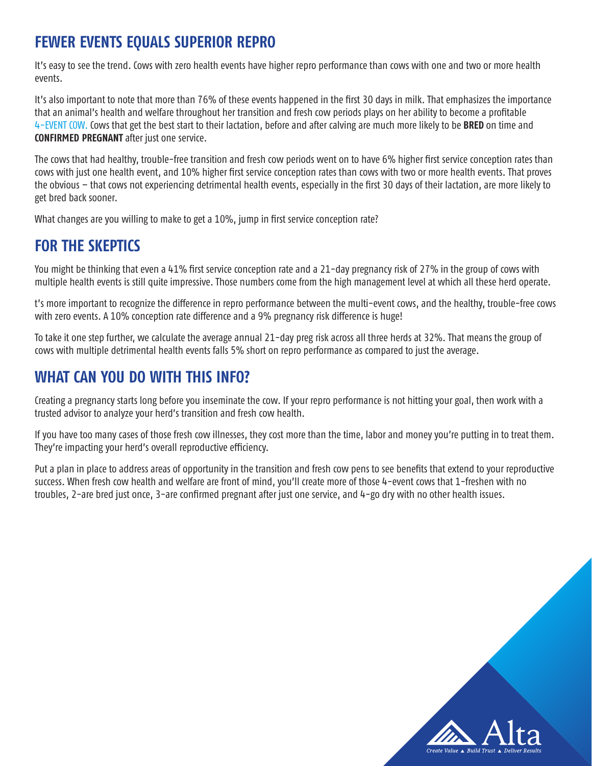## FEWER EVENTS EQUALS SUPERIOR REPRO

It's easy to see the trend. Cows with zero health events have higher repro performance than cows with one and two or more health events.

It's also important to note that more than 76% of these events happened in the first 30 days in milk. That emphasizes the importance that an animal's health and welfare throughout her transition and fresh cow periods plays on her ability to become a profitable 4-EVENT COW. Cows that get the best start to their lactation, before and after calving are much more likely to be **BRED** on time and **CONFIRMED PREGNANT** after just one service.

The cows that had healthy, trouble-free transition and fresh cow periods went on to have 6% higher first service conception rates than cows with just one health event, and 10% higher first service conception rates than cows with two or more health events. That proves the obvious – that cows not experiencing detrimental health events, especially in the first 30 days of their lactation, are more likely to get bred back sooner.

What changes are you willing to make to get a 10%, jump in first service conception rate?

## FOR THE SKEPTICS

You might be thinking that even a 41% first service conception rate and a 21-day pregnancy risk of 27% in the group of cows with multiple health events is still quite impressive. Those numbers come from the high management level at which all these herd operate.

t's more important to recognize the difference in repro performance between the multi-event cows, and the healthy, trouble-free cows with zero events. A 10% conception rate difference and a 9% pregnancy risk difference is huge!

To take it one step further, we calculate the average annual 21-day preg risk across all three herds at 32%. That means the group of cows with multiple detrimental health events falls 5% short on repro performance as compared to just the average.

## WHAT CAN YOU DO WITH THIS INFO?

Creating a pregnancy starts long before you inseminate the cow. If your repro performance is not hitting your goal, then work with a trusted advisor to analyze your herd's transition and fresh cow health.

If you have too many cases of those fresh cow illnesses, they cost more than the time, labor and money you're putting in to treat them. They're impacting your herd's overall reproductive efficiency.

Put a plan in place to address areas of opportunity in the transition and fresh cow pens to see benefits that extend to your reproductive success. When fresh cow health and welfare are front of mind, you'll create more of those 4-event cows that 1-freshen with no troubles, 2-are bred just once, 3-are confirmed pregnant after just one service, and 4-go dry with no other health issues.

Alta

*Create Value ▲ Build Trust ▲ Deliver Results*